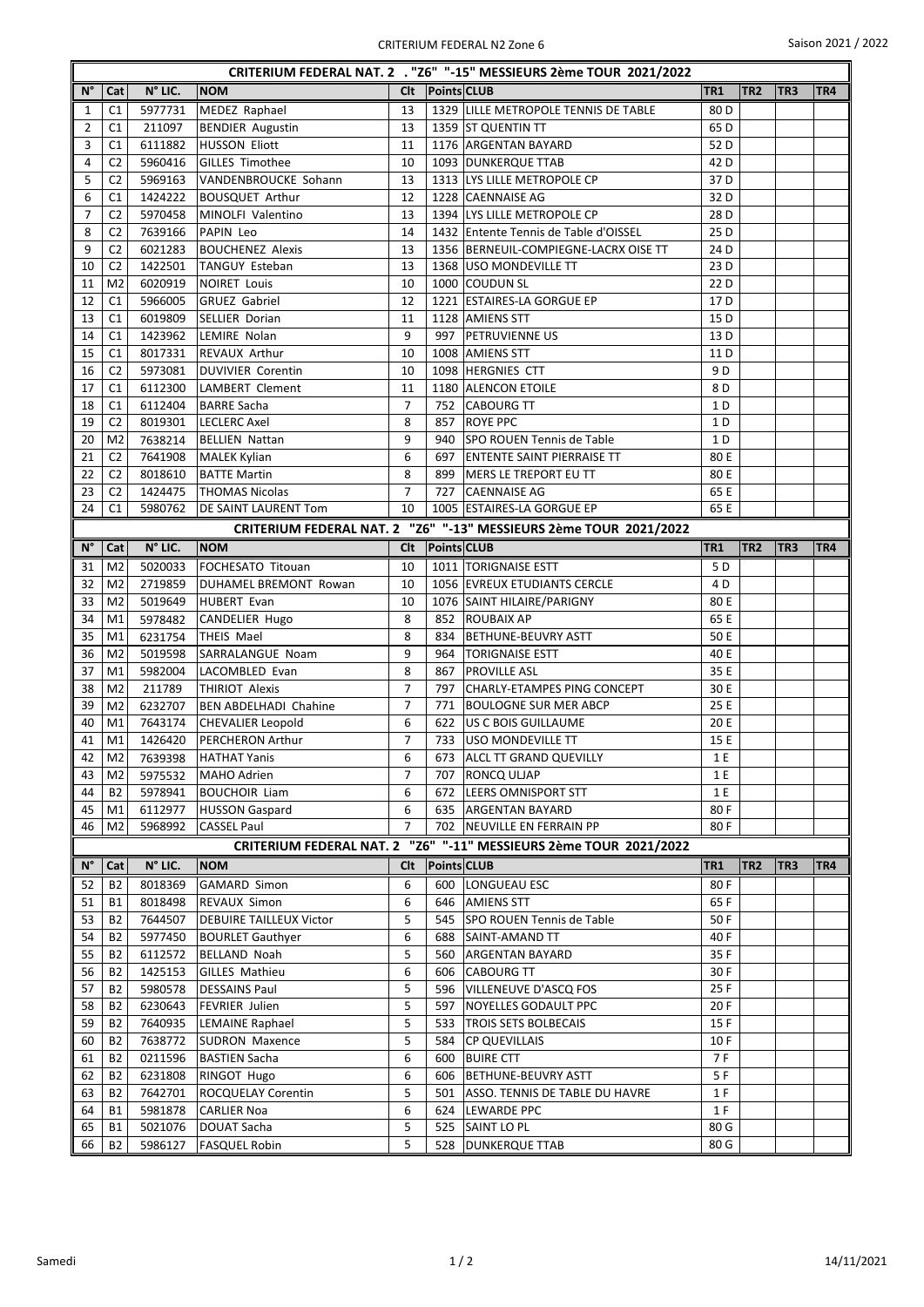## CRITERIUM FEDERAL NAT. 2 . "Z6" "-15" MESSIEURS 2ème TOUR 2021/2022

| N° | Cat | N° LIC. | NOM | Clt | Points | CLUB | TR1 | TR2 | TR3 | TR4 |
|---|---|---|---|---|---|---|---|---|---|---|
| 1 | C1 | 5977731 | MEDEZ Raphael | 13 | 1329 | LILLE METROPOLE TENNIS DE TABLE | 80 D | | | |
| 2 | C1 | 211097 | BENDIER Augustin | 13 | 1359 | ST QUENTIN TT | 65 D | | | |
| 3 | C1 | 6111882 | HUSSON Eliott | 11 | 1176 | ARGENTAN BAYARD | 52 D | | | |
| 4 | C2 | 5960416 | GILLES Timothee | 10 | 1093 | DUNKERQUE TTAB | 42 D | | | |
| 5 | C2 | 5969163 | VANDENBROUCKE Sohann | 13 | 1313 | LYS LILLE METROPOLE CP | 37 D | | | |
| 6 | C1 | 1424222 | BOUSQUET Arthur | 12 | 1228 | CAENNAISE AG | 32 D | | | |
| 7 | C2 | 5970458 | MINOLFI Valentino | 13 | 1394 | LYS LILLE METROPOLE CP | 28 D | | | |
| 8 | C2 | 7639166 | PAPIN Leo | 14 | 1432 | Entente Tennis de Table d'OISSEL | 25 D | | | |
| 9 | C2 | 6021283 | BOUCHENEZ Alexis | 13 | 1356 | BERNEUIL-COMPIEGNE-LACRX OISE TT | 24 D | | | |
| 10 | C2 | 1422501 | TANGUY Esteban | 13 | 1368 | USO MONDEVILLE TT | 23 D | | | |
| 11 | M2 | 6020919 | NOIRET Louis | 10 | 1000 | COUDUN SL | 22 D | | | |
| 12 | C1 | 5966005 | GRUEZ Gabriel | 12 | 1221 | ESTAIRES-LA GORGUE EP | 17 D | | | |
| 13 | C1 | 6019809 | SELLIER Dorian | 11 | 1128 | AMIENS STT | 15 D | | | |
| 14 | C1 | 1423962 | LEMIRE Nolan | 9 | 997 | PETRUVIENNE US | 13 D | | | |
| 15 | C1 | 8017331 | REVAUX Arthur | 10 | 1008 | AMIENS STT | 11 D | | | |
| 16 | C2 | 5973081 | DUVIVIER Corentin | 10 | 1098 | HERGNIES CTT | 9 D | | | |
| 17 | C1 | 6112300 | LAMBERT Clement | 11 | 1180 | ALENCON ETOILE | 8 D | | | |
| 18 | C1 | 6112404 | BARRE Sacha | 7 | 752 | CABOURG TT | 1 D | | | |
| 19 | C2 | 8019301 | LECLERC Axel | 8 | 857 | ROYE PPC | 1 D | | | |
| 20 | M2 | 7638214 | BELLIEN Nattan | 9 | 940 | SPO ROUEN Tennis de Table | 1 D | | | |
| 21 | C2 | 7641908 | MALEK Kylian | 6 | 697 | ENTENTE SAINT PIERRAISE TT | 80 E | | | |
| 22 | C2 | 8018610 | BATTE Martin | 8 | 899 | MERS LE TREPORT EU TT | 80 E | | | |
| 23 | C2 | 1424475 | THOMAS Nicolas | 7 | 727 | CAENNAISE AG | 65 E | | | |
| 24 | C1 | 5980762 | DE SAINT LAURENT Tom | 10 | 1005 | ESTAIRES-LA GORGUE EP | 65 E | | | |

## CRITERIUM FEDERAL NAT. 2 "Z6" "-13" MESSIEURS 2ème TOUR 2021/2022

| N° | Cat | N° LIC. | NOM | Clt | Points | CLUB | TR1 | TR2 | TR3 | TR4 |
|---|---|---|---|---|---|---|---|---|---|---|
| 31 | M2 | 5020033 | FOCHESATO Titouan | 10 | 1011 | TORIGNAISE ESTT | 5 D | | | |
| 32 | M2 | 2719859 | DUHAMEL BREMONT Rowan | 10 | 1056 | EVREUX ETUDIANTS CERCLE | 4 D | | | |
| 33 | M2 | 5019649 | HUBERT Evan | 10 | 1076 | SAINT HILAIRE/PARIGNY | 80 E | | | |
| 34 | M1 | 5978482 | CANDELIER Hugo | 8 | 852 | ROUBAIX AP | 65 E | | | |
| 35 | M1 | 6231754 | THEIS Mael | 8 | 834 | BETHUNE-BEUVRY ASTT | 50 E | | | |
| 36 | M2 | 5019598 | SARRALANGUE Noam | 9 | 964 | TORIGNAISE ESTT | 40 E | | | |
| 37 | M1 | 5982004 | LACOMBLED Evan | 8 | 867 | PROVILLE ASL | 35 E | | | |
| 38 | M2 | 211789 | THIRIOT Alexis | 7 | 797 | CHARLY-ETAMPES PING CONCEPT | 30 E | | | |
| 39 | M2 | 6232707 | BEN ABDELHADI Chahine | 7 | 771 | BOULOGNE SUR MER ABCP | 25 E | | | |
| 40 | M1 | 7643174 | CHEVALIER Leopold | 6 | 622 | US C BOIS GUILLAUME | 20 E | | | |
| 41 | M1 | 1426420 | PERCHERON Arthur | 7 | 733 | USO MONDEVILLE TT | 15 E | | | |
| 42 | M2 | 7639398 | HATHAT Yanis | 6 | 673 | ALCL TT GRAND QUEVILLY | 1 E | | | |
| 43 | M2 | 5975532 | MAHO Adrien | 7 | 707 | RONCQ ULJAP | 1 E | | | |
| 44 | B2 | 5978941 | BOUCHOIR Liam | 6 | 672 | LEERS OMNISPORT STT | 1 E | | | |
| 45 | M1 | 6112977 | HUSSON Gaspard | 6 | 635 | ARGENTAN BAYARD | 80 F | | | |
| 46 | M2 | 5968992 | CASSEL Paul | 7 | 702 | NEUVILLE EN FERRAIN PP | 80 F | | | |

## CRITERIUM FEDERAL NAT. 2 "Z6" "-11" MESSIEURS 2ème TOUR 2021/2022

| N° | Cat | N° LIC. | NOM | Clt | Points | CLUB | TR1 | TR2 | TR3 | TR4 |
|---|---|---|---|---|---|---|---|---|---|---|
| 52 | B2 | 8018369 | GAMARD Simon | 6 | 600 | LONGUEAU ESC | 80 F | | | |
| 51 | B1 | 8018498 | REVAUX Simon | 6 | 646 | AMIENS STT | 65 F | | | |
| 53 | B2 | 7644507 | DEBUIRE TAILLEUX Victor | 5 | 545 | SPO ROUEN Tennis de Table | 50 F | | | |
| 54 | B2 | 5977450 | BOURLET Gauthyer | 6 | 688 | SAINT-AMAND TT | 40 F | | | |
| 55 | B2 | 6112572 | BELLAND Noah | 5 | 560 | ARGENTAN BAYARD | 35 F | | | |
| 56 | B2 | 1425153 | GILLES Mathieu | 6 | 606 | CABOURG TT | 30 F | | | |
| 57 | B2 | 5980578 | DESSAINS Paul | 5 | 596 | VILLENEUVE D'ASCQ FOS | 25 F | | | |
| 58 | B2 | 6230643 | FEVRIER Julien | 5 | 597 | NOYELLES GODAULT PPC | 20 F | | | |
| 59 | B2 | 7640935 | LEMAINE Raphael | 5 | 533 | TROIS SETS BOLBECAIS | 15 F | | | |
| 60 | B2 | 7638772 | SUDRON Maxence | 5 | 584 | CP QUEVILLAIS | 10 F | | | |
| 61 | B2 | 0211596 | BASTIEN Sacha | 6 | 600 | BUIRE CTT | 7 F | | | |
| 62 | B2 | 6231808 | RINGOT Hugo | 6 | 606 | BETHUNE-BEUVRY ASTT | 5 F | | | |
| 63 | B2 | 7642701 | ROCQUELAY Corentin | 5 | 501 | ASSO. TENNIS DE TABLE DU HAVRE | 1 F | | | |
| 64 | B1 | 5981878 | CARLIER Noa | 6 | 624 | LEWARDE PPC | 1 F | | | |
| 65 | B1 | 5021076 | DOUAT Sacha | 5 | 525 | SAINT LO PL | 80 G | | | |
| 66 | B2 | 5986127 | FASQUEL Robin | 5 | 528 | DUNKERQUE TTAB | 80 G | | | |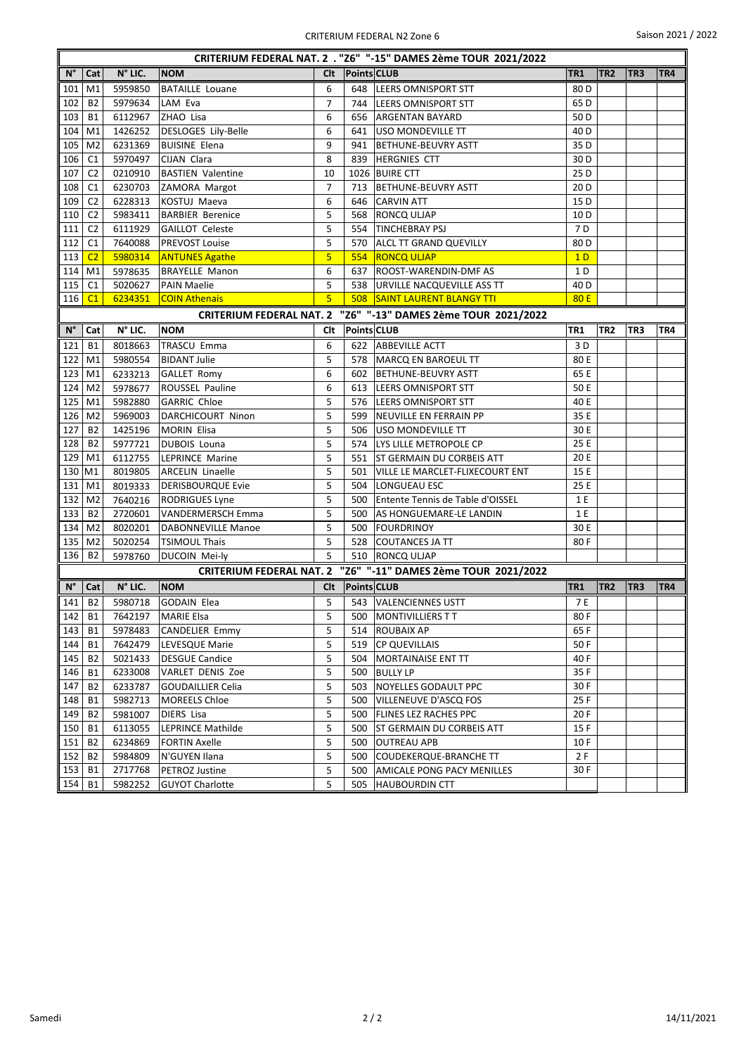| | | | | | | | | | | |
|---|---|---|---|---|---|---|---|---|---|---|
| **CRITERIUM FEDERAL NAT. 2 . "Z6" "-15" DAMES 2ème TOUR 2021/2022** | | | | | | | | | | |
| **N°** | **Cat** | **N° LIC.** | **NOM** | **Clt** | **Points** | **CLUB** | **TR1** | **TR2** | **TR3** | **TR4** |
| 101 | M1 | 5959850 | BATAILLE Louane | 6 | 648 | LEERS OMNISPORT STT | 80 D | | | |
| 102 | B2 | 5979634 | LAM Eva | 7 | 744 | LEERS OMNISPORT STT | 65 D | | | |
| 103 | B1 | 6112967 | ZHAO Lisa | 6 | 656 | ARGENTAN BAYARD | 50 D | | | |
| 104 | M1 | 1426252 | DESLOGES Lily-Belle | 6 | 641 | USO MONDEVILLE TT | 40 D | | | |
| 105 | M2 | 6231369 | BUISINE Elena | 9 | 941 | BETHUNE-BEUVRY ASTT | 35 D | | | |
| 106 | C1 | 5970497 | CIJAN Clara | 8 | 839 | HERGNIES CTT | 30 D | | | |
| 107 | C2 | 0210910 | BASTIEN Valentine | 10 | 1026 | BUIRE CTT | 25 D | | | |
| 108 | C1 | 6230703 | ZAMORA Margot | 7 | 713 | BETHUNE-BEUVRY ASTT | 20 D | | | |
| 109 | C2 | 6228313 | KOSTUJ Maeva | 6 | 646 | CARVIN ATT | 15 D | | | |
| 110 | C2 | 5983411 | BARBIER Berenice | 5 | 568 | RONCQ ULJAP | 10 D | | | |
| 111 | C2 | 6111929 | GAILLOT Celeste | 5 | 554 | TINCHEBRAY PSJ | 7 D | | | |
| 112 | C1 | 7640088 | PREVOST Louise | 5 | 570 | ALCL TT GRAND QUEVILLY | 80 D | | | |
| 113 | C2 | 5980314 | ANTUNES Agathe | 5 | 554 | RONCQ ULJAP | 1 D | | | |
| 114 | M1 | 5978635 | BRAYELLE Manon | 6 | 637 | ROOST-WARENDIN-DMF AS | 1 D | | | |
| 115 | C1 | 5020627 | PAIN Maelie | 5 | 538 | URVILLE NACQUEVILLE ASS TT | 40 D | | | |
| 116 | C1 | 6234351 | COIN Athenais | 5 | 508 | SAINT LAURENT BLANGY TTI | 80 E | | | |
| **CRITERIUM FEDERAL NAT. 2 "Z6" "-13" DAMES 2ème TOUR 2021/2022** | | | | | | | | | | |
| **N°** | **Cat** | **N° LIC.** | **NOM** | **Clt** | **Points** | **CLUB** | **TR1** | **TR2** | **TR3** | **TR4** |
| 121 | B1 | 8018663 | TRASCU Emma | 6 | 622 | ABBEVILLE ACTT | 3 D | | | |
| 122 | M1 | 5980554 | BIDANT Julie | 5 | 578 | MARCQ EN BAROEUL TT | 80 E | | | |
| 123 | M1 | 6233213 | GALLET Romy | 6 | 602 | BETHUNE-BEUVRY ASTT | 65 E | | | |
| 124 | M2 | 5978677 | ROUSSEL Pauline | 6 | 613 | LEERS OMNISPORT STT | 50 E | | | |
| 125 | M1 | 5982880 | GARRIC Chloe | 5 | 576 | LEERS OMNISPORT STT | 40 E | | | |
| 126 | M2 | 5969003 | DARCHICOURT Ninon | 5 | 599 | NEUVILLE EN FERRAIN PP | 35 E | | | |
| 127 | B2 | 1425196 | MORIN Elisa | 5 | 506 | USO MONDEVILLE TT | 30 E | | | |
| 128 | B2 | 5977721 | DUBOIS Louna | 5 | 574 | LYS LILLE METROPOLE CP | 25 E | | | |
| 129 | M1 | 6112755 | LEPRINCE Marine | 5 | 551 | ST GERMAIN DU CORBEIS ATT | 20 E | | | |
| 130 | M1 | 8019805 | ARCELIN Linaelle | 5 | 501 | VILLE LE MARCLET-FLIXECOURT ENT | 15 E | | | |
| 131 | M1 | 8019333 | DERISBOURQUE Evie | 5 | 504 | LONGUEAU ESC | 25 E | | | |
| 132 | M2 | 7640216 | RODRIGUES Lyne | 5 | 500 | Entente Tennis de Table d'OISSEL | 1 E | | | |
| 133 | B2 | 2720601 | VANDERMERSCH Emma | 5 | 500 | AS HONGUEMARE-LE LANDIN | 1 E | | | |
| 134 | M2 | 8020201 | DABONNEVILLE Manoe | 5 | 500 | FOURDRINOY | 30 E | | | |
| 135 | M2 | 5020254 | TSIMOUL Thais | 5 | 528 | COUTANCES JA TT | 80 F | | | |
| 136 | B2 | 5978760 | DUCOIN Mei-ly | 5 | 510 | RONCQ ULJAP | | | | |
| **CRITERIUM FEDERAL NAT. 2 "Z6" "-11" DAMES 2ème TOUR 2021/2022** | | | | | | | | | | |
| **N°** | **Cat** | **N° LIC.** | **NOM** | **Clt** | **Points** | **CLUB** | **TR1** | **TR2** | **TR3** | **TR4** |
| 141 | B2 | 5980718 | GODAIN Elea | 5 | 543 | VALENCIENNES USTT | 7 E | | | |
| 142 | B1 | 7642197 | MARIE Elsa | 5 | 500 | MONTIVILLIERS T T | 80 F | | | |
| 143 | B1 | 5978483 | CANDELIER Emmy | 5 | 514 | ROUBAIX AP | 65 F | | | |
| 144 | B1 | 7642479 | LEVESQUE Marie | 5 | 519 | CP QUEVILLAIS | 50 F | | | |
| 145 | B2 | 5021433 | DESGUE Candice | 5 | 504 | MORTAINAISE ENT TT | 40 F | | | |
| 146 | B1 | 6233008 | VARLET DENIS Zoe | 5 | 500 | BULLY LP | 35 F | | | |
| 147 | B2 | 6233787 | GOUDAILLIER Celia | 5 | 503 | NOYELLES GODAULT PPC | 30 F | | | |
| 148 | B1 | 5982713 | MOREELS Chloe | 5 | 500 | VILLENEUVE D'ASCQ FOS | 25 F | | | |
| 149 | B2 | 5981007 | DIERS Lisa | 5 | 500 | FLINES LEZ RACHES PPC | 20 F | | | |
| 150 | B1 | 6113055 | LEPRINCE Mathilde | 5 | 500 | ST GERMAIN DU CORBEIS ATT | 15 F | | | |
| 151 | B2 | 6234869 | FORTIN Axelle | 5 | 500 | OUTREAU APB | 10 F | | | |
| 152 | B2 | 5984809 | N'GUYEN Ilana | 5 | 500 | COUDEKERQUE-BRANCHE TT | 2 F | | | |
| 153 | B1 | 2717768 | PETROZ Justine | 5 | 500 | AMICALE PONG PACY MENILLES | 30 F | | | |
| 154 | B1 | 5982252 | GUYOT Charlotte | 5 | 505 | HAUBOURDIN CTT | | | | |